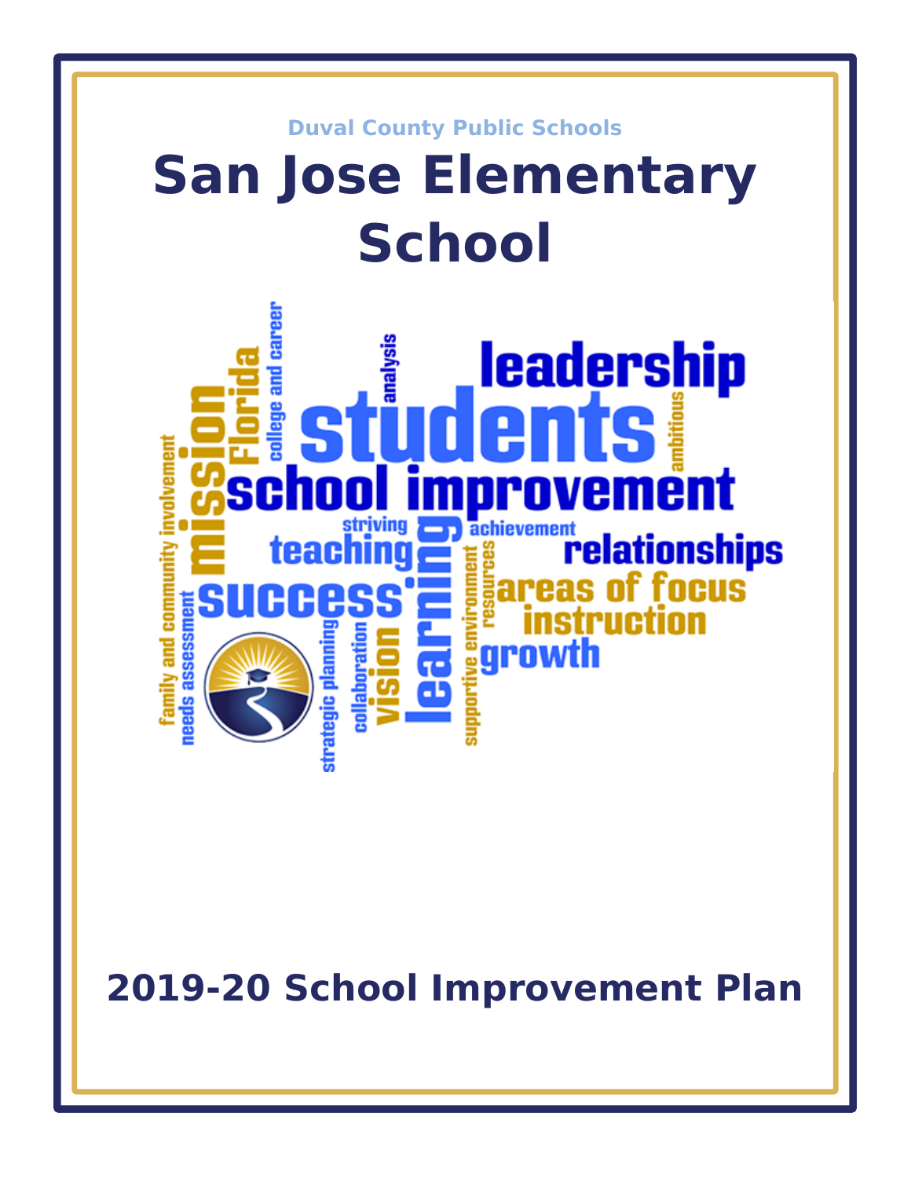Duval County Public Schools

# San Jose Elementary School

## 2019-20 School Improvement Plan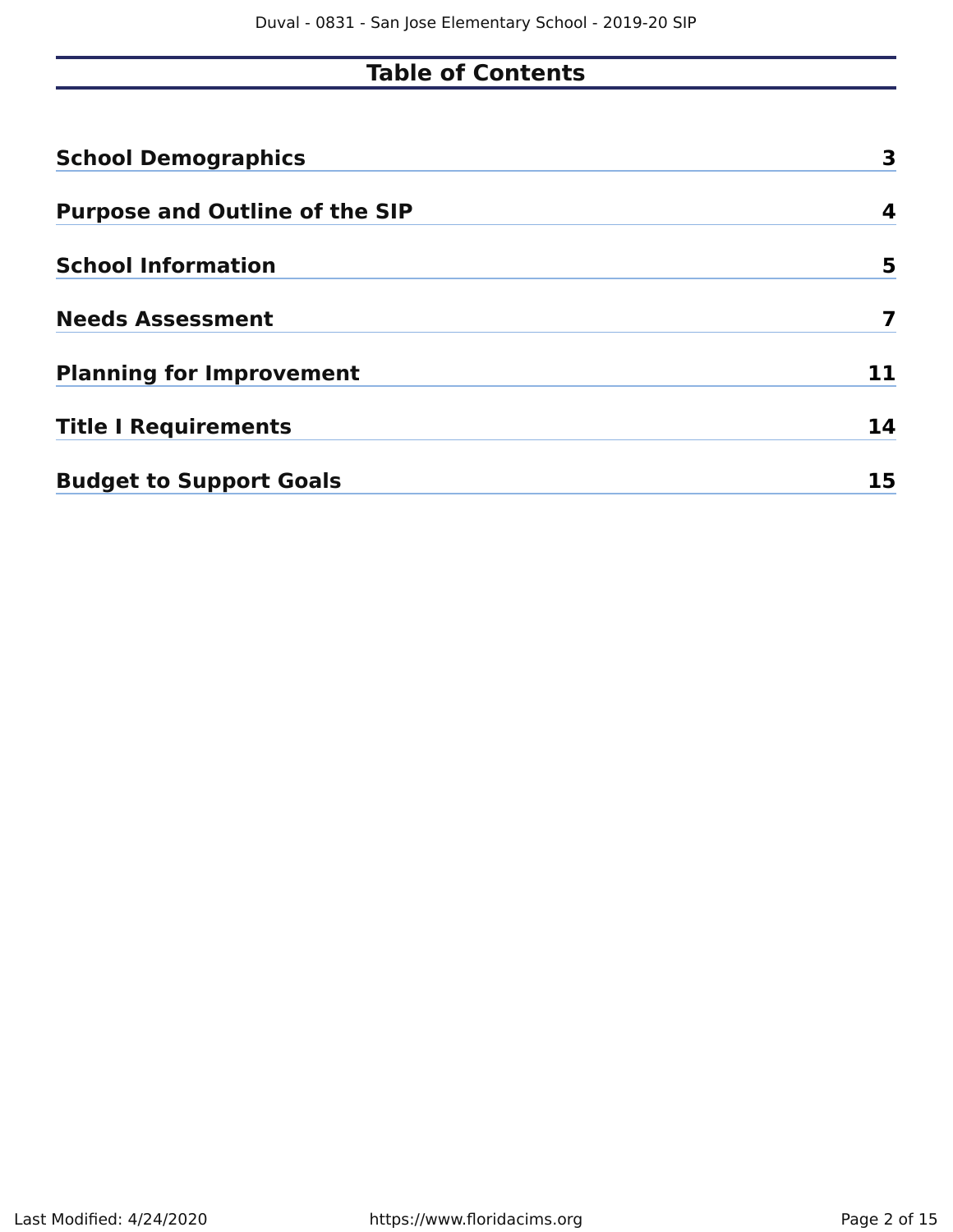# Table of Contents

| | |
|---|---|
| **School Demographics** | **3** |
| **Purpose and Outline of the SIP** | **4** |
| **School Information** | **5** |
| **Needs Assessment** | **7** |
| **Planning for Improvement** | **11** |
| **Title I Requirements** | **14** |
| **Budget to Support Goals** | **15** |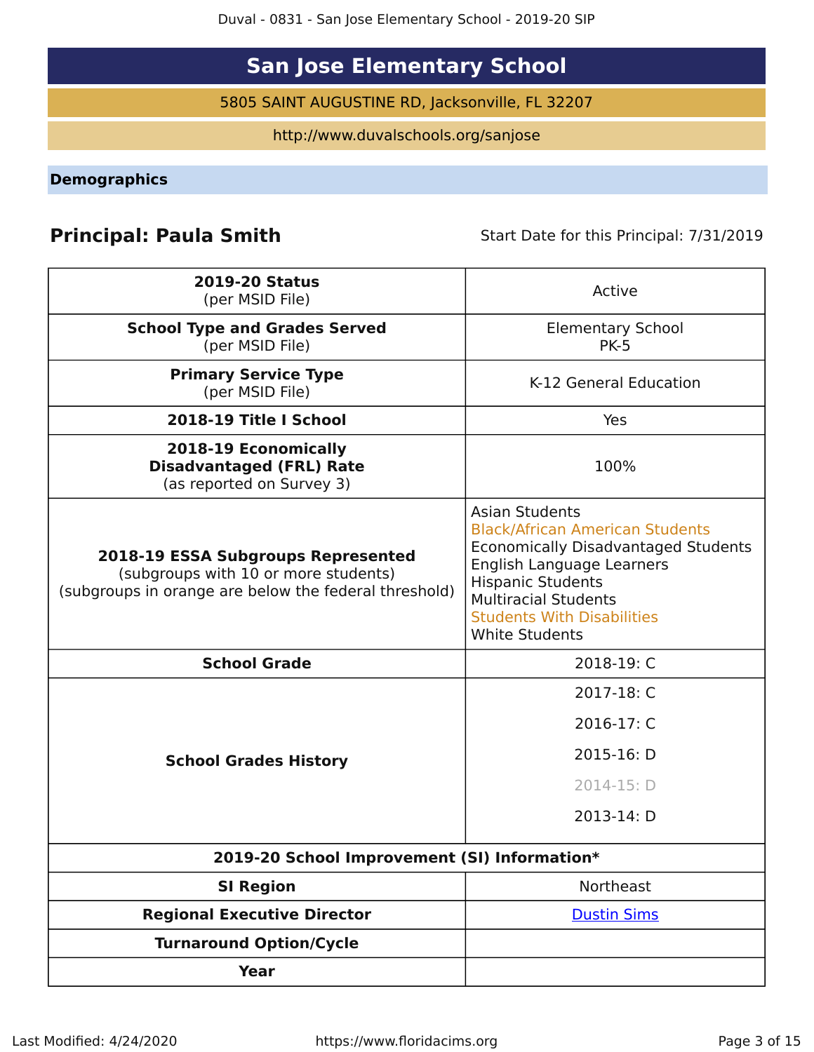# San Jose Elementary School

5805 SAINT AUGUSTINE RD, Jacksonville, FL 32207

http://www.duvalschools.org/sanjose

## Demographics

**Principal: Paula Smith** Start Date for this Principal: 7/31/2019

| | |
|---|---|
| **2019-20 Status** (per MSID File) | Active |
| **School Type and Grades Served** (per MSID File) | Elementary School PK-5 |
| **Primary Service Type** (per MSID File) | K-12 General Education |
| **2018-19 Title I School** | Yes |
| **2018-19 Economically Disadvantaged (FRL) Rate** (as reported on Survey 3) | 100% |
| **2018-19 ESSA Subgroups Represented** (subgroups with 10 or more students) (subgroups in orange are below the federal threshold) | Asian Students<br>Black/African American Students<br>Economically Disadvantaged Students<br>English Language Learners<br>Hispanic Students<br>Multiracial Students<br>Students With Disabilities<br>White Students |
| **School Grade** | 2018-19: C |
| **School Grades History** | 2017-18: C<br>2016-17: C<br>2015-16: D<br>2014-15: D<br>2013-14: D |
| **2019-20 School Improvement (SI) Information*** | |
| **SI Region** | Northeast |
| **Regional Executive Director** | Dustin Sims |
| **Turnaround Option/Cycle** | |
| **Year** | |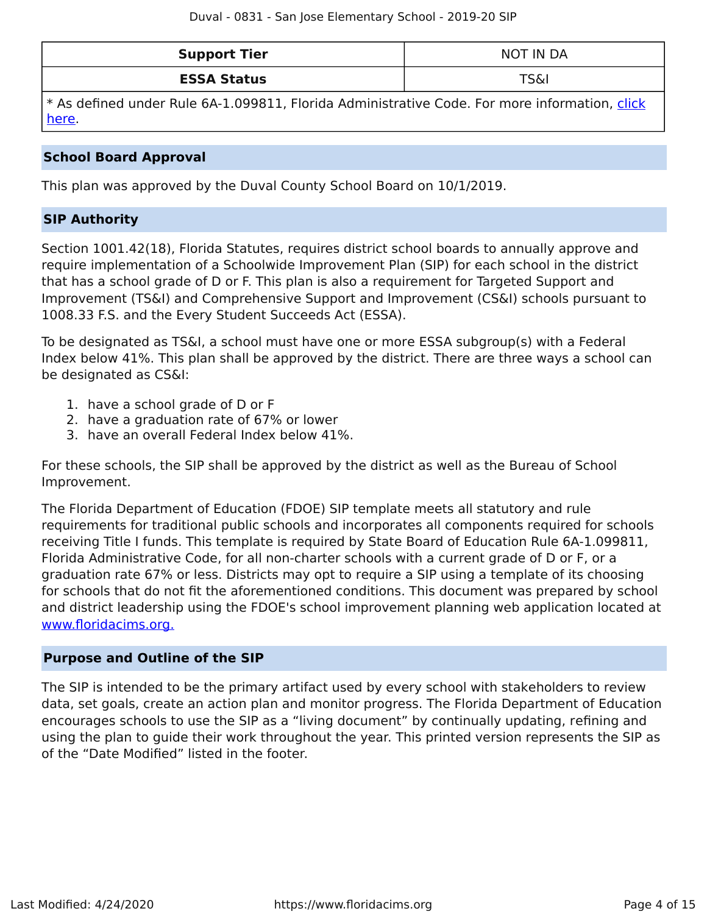| Support Tier | NOT IN DA |
|---|---|
| ESSA Status | TS&I |
| * As defined under Rule 6A-1.099811, Florida Administrative Code. For more information, click here. | |

## School Board Approval

This plan was approved by the Duval County School Board on 10/1/2019.

## SIP Authority

Section 1001.42(18), Florida Statutes, requires district school boards to annually approve and require implementation of a Schoolwide Improvement Plan (SIP) for each school in the district that has a school grade of D or F. This plan is also a requirement for Targeted Support and Improvement (TS&I) and Comprehensive Support and Improvement (CS&I) schools pursuant to 1008.33 F.S. and the Every Student Succeeds Act (ESSA).

To be designated as TS&I, a school must have one or more ESSA subgroup(s) with a Federal Index below 41%. This plan shall be approved by the district. There are three ways a school can be designated as CS&I:

1. have a school grade of D or F
2. have a graduation rate of 67% or lower
3. have an overall Federal Index below 41%.

For these schools, the SIP shall be approved by the district as well as the Bureau of School Improvement.

The Florida Department of Education (FDOE) SIP template meets all statutory and rule requirements for traditional public schools and incorporates all components required for schools receiving Title I funds. This template is required by State Board of Education Rule 6A-1.099811, Florida Administrative Code, for all non-charter schools with a current grade of D or F, or a graduation rate 67% or less. Districts may opt to require a SIP using a template of its choosing for schools that do not fit the aforementioned conditions. This document was prepared by school and district leadership using the FDOE's school improvement planning web application located at www.floridacims.org.

## Purpose and Outline of the SIP

The SIP is intended to be the primary artifact used by every school with stakeholders to review data, set goals, create an action plan and monitor progress. The Florida Department of Education encourages schools to use the SIP as a "living document" by continually updating, refining and using the plan to guide their work throughout the year. This printed version represents the SIP as of the "Date Modified" listed in the footer.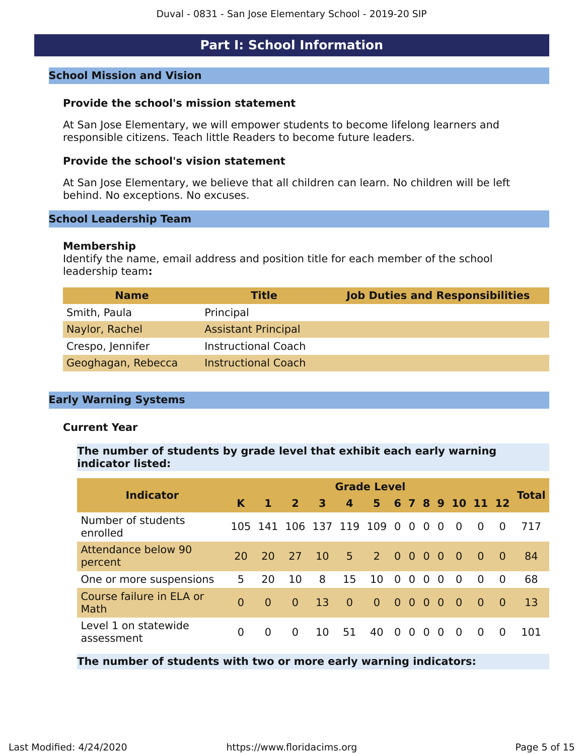# Part I: School Information

## School Mission and Vision

### Provide the school's mission statement

At San Jose Elementary, we will empower students to become lifelong learners and responsible citizens. Teach little Readers to become future leaders.

### Provide the school's vision statement

At San Jose Elementary, we believe that all children can learn. No children will be left behind. No exceptions. No excuses.

## School Leadership Team

### Membership

Identify the name, email address and position title for each member of the school leadership team**:**

| Name | Title | Job Duties and Responsibilities |
|---|---|---|
| Smith, Paula | Principal | |
| Naylor, Rachel | Assistant Principal | |
| Crespo, Jennifer | Instructional Coach | |
| Geoghagan, Rebecca | Instructional Coach | |

## Early Warning Systems

### Current Year

**The number of students by grade level that exhibit each early warning indicator listed:**

| Indicator | Grade Level | | | | | | | | | | | | | Total |
|---|---|---|---|---|---|---|---|---|---|---|---|---|---|---|
| | K | 1 | 2 | 3 | 4 | 5 | 6 | 7 | 8 | 9 | 10 | 11 | 12 | |
| Number of students enrolled | 105 | 141 | 106 | 137 | 119 | 109 | 0 | 0 | 0 | 0 | 0 | 0 | 0 | 717 |
| Attendance below 90 percent | 20 | 20 | 27 | 10 | 5 | 2 | 0 | 0 | 0 | 0 | 0 | 0 | 0 | 84 |
| One or more suspensions | 5 | 20 | 10 | 8 | 15 | 10 | 0 | 0 | 0 | 0 | 0 | 0 | 0 | 68 |
| Course failure in ELA or Math | 0 | 0 | 0 | 13 | 0 | 0 | 0 | 0 | 0 | 0 | 0 | 0 | 0 | 13 |
| Level 1 on statewide assessment | 0 | 0 | 0 | 10 | 51 | 40 | 0 | 0 | 0 | 0 | 0 | 0 | 0 | 101 |

**The number of students with two or more early warning indicators:**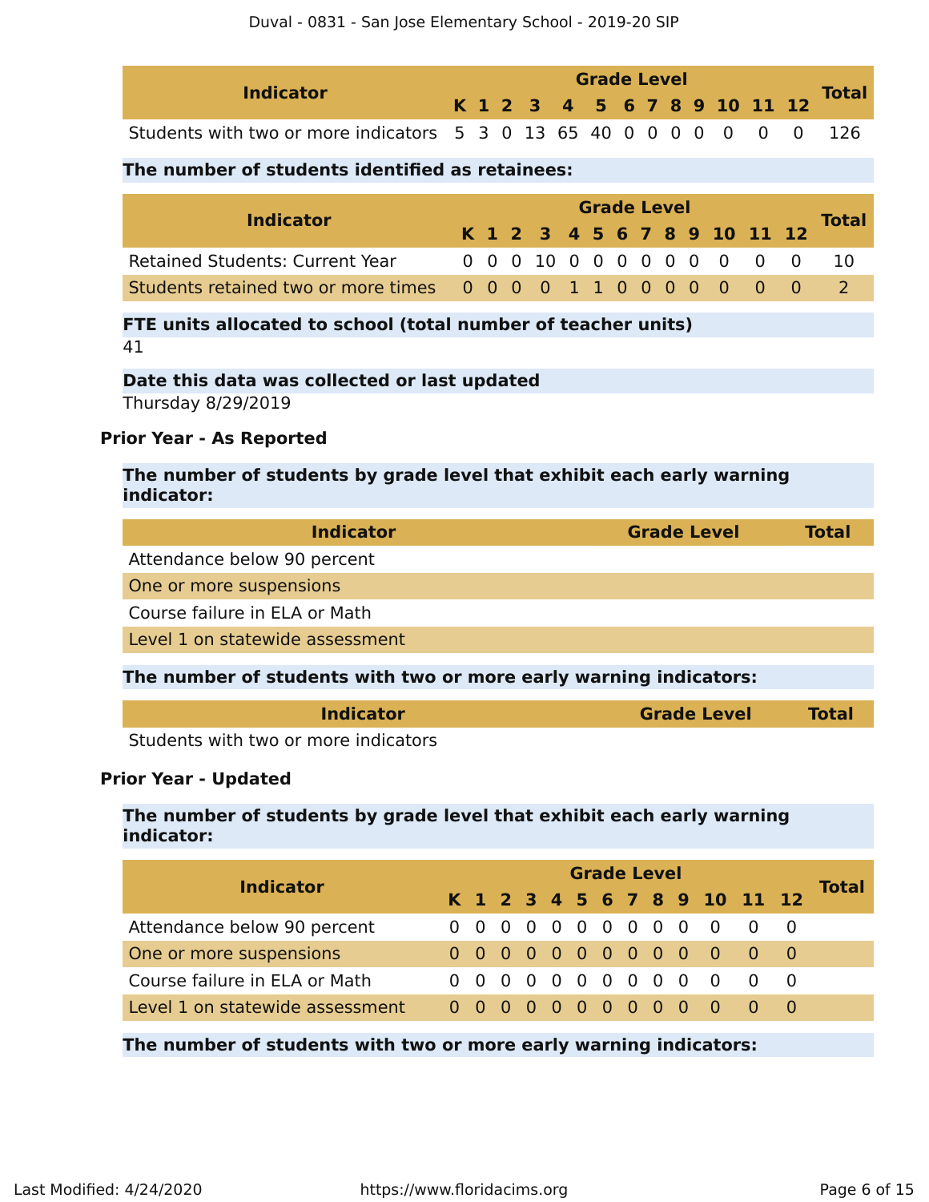| Indicator | Grade Level | | | | | | | | | | | | | Total |
|---|---|---|---|---|---|---|---|---|---|---|---|---|---|---|
| | K | 1 | 2 | 3 | 4 | 5 | 6 | 7 | 8 | 9 | 10 | 11 | 12 | |
| Students with two or more indicators | 5 | 3 | 0 | 13 | 65 | 40 | 0 | 0 | 0 | 0 | 0 | 0 | 0 | 126 |

**The number of students identified as retainees:**

| Indicator | Grade Level | | | | | | | | | | | | | Total |
|---|---|---|---|---|---|---|---|---|---|---|---|---|---|---|
| | K | 1 | 2 | 3 | 4 | 5 | 6 | 7 | 8 | 9 | 10 | 11 | 12 | |
| Retained Students: Current Year | 0 | 0 | 0 | 10 | 0 | 0 | 0 | 0 | 0 | 0 | 0 | 0 | 0 | 10 |
| Students retained two or more times | 0 | 0 | 0 | 0 | 1 | 1 | 0 | 0 | 0 | 0 | 0 | 0 | 0 | 2 |

**FTE units allocated to school (total number of teacher units)**

41

**Date this data was collected or last updated**

Thursday 8/29/2019

### Prior Year - As Reported

**The number of students by grade level that exhibit each early warning indicator:**

| Indicator | Grade Level | Total |
|---|---|---|
| Attendance below 90 percent | | |
| One or more suspensions | | |
| Course failure in ELA or Math | | |
| Level 1 on statewide assessment | | |

**The number of students with two or more early warning indicators:**

| Indicator | Grade Level | Total |
|---|---|---|
| Students with two or more indicators | | |

### Prior Year - Updated

**The number of students by grade level that exhibit each early warning indicator:**

| Indicator | Grade Level | | | | | | | | | | | | | Total |
|---|---|---|---|---|---|---|---|---|---|---|---|---|---|---|
| | K | 1 | 2 | 3 | 4 | 5 | 6 | 7 | 8 | 9 | 10 | 11 | 12 | |
| Attendance below 90 percent | 0 | 0 | 0 | 0 | 0 | 0 | 0 | 0 | 0 | 0 | 0 | 0 | 0 | |
| One or more suspensions | 0 | 0 | 0 | 0 | 0 | 0 | 0 | 0 | 0 | 0 | 0 | 0 | 0 | |
| Course failure in ELA or Math | 0 | 0 | 0 | 0 | 0 | 0 | 0 | 0 | 0 | 0 | 0 | 0 | 0 | |
| Level 1 on statewide assessment | 0 | 0 | 0 | 0 | 0 | 0 | 0 | 0 | 0 | 0 | 0 | 0 | 0 | |

**The number of students with two or more early warning indicators:**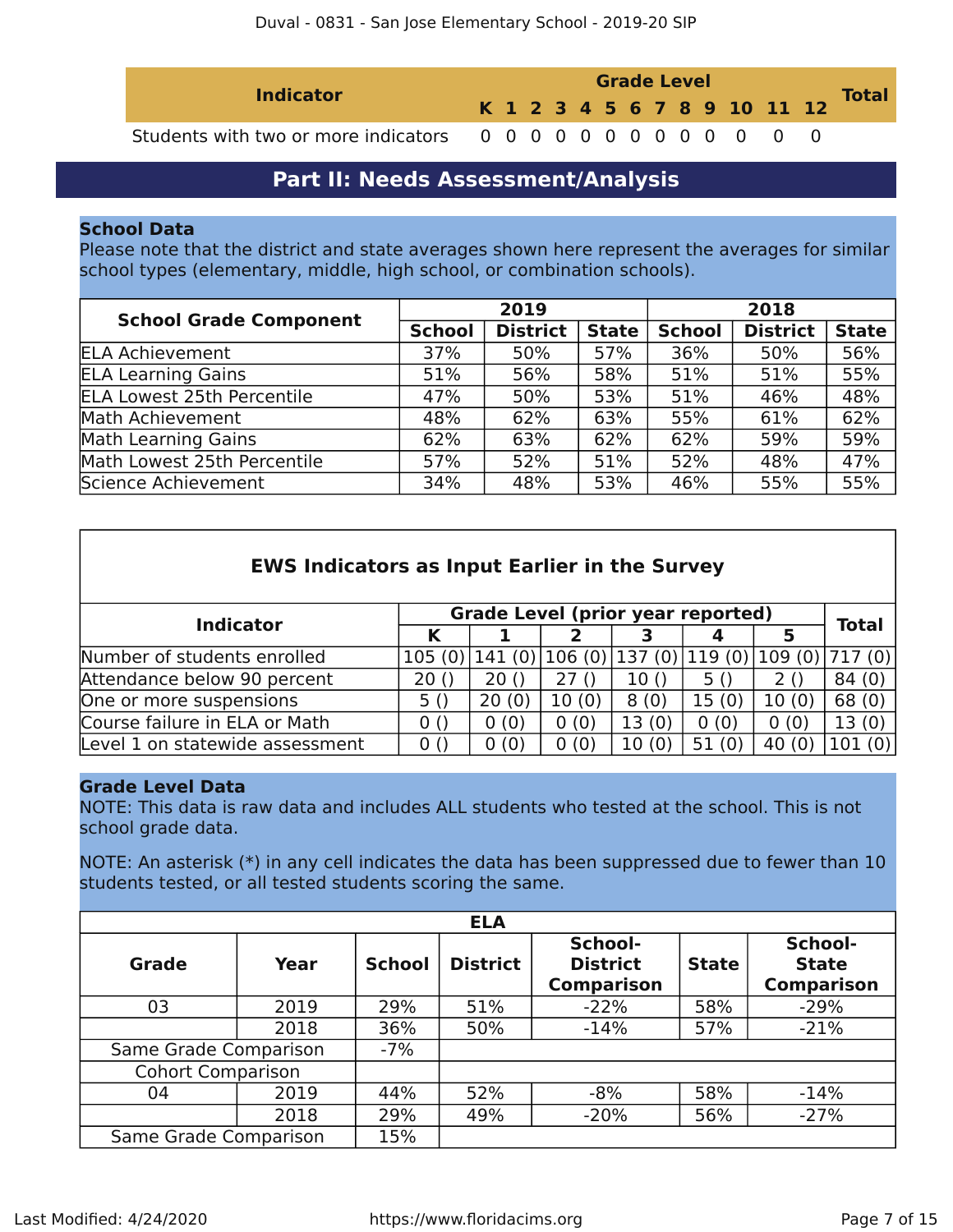| Indicator | Grade Level | | | | | | | | | | | | | Total |
|---|---|---|---|---|---|---|---|---|---|---|---|---|---|---|
| | K | 1 | 2 | 3 | 4 | 5 | 6 | 7 | 8 | 9 | 10 | 11 | 12 | |
| Students with two or more indicators | 0 | 0 | 0 | 0 | 0 | 0 | 0 | 0 | 0 | 0 | 0 | 0 | 0 | |

## Part II: Needs Assessment/Analysis

### School Data

Please note that the district and state averages shown here represent the averages for similar school types (elementary, middle, high school, or combination schools).

| School Grade Component | 2019 | | | 2018 | | |
|---|---|---|---|---|---|---|
| | School | District | State | School | District | State |
| ELA Achievement | 37% | 50% | 57% | 36% | 50% | 56% |
| ELA Learning Gains | 51% | 56% | 58% | 51% | 51% | 55% |
| ELA Lowest 25th Percentile | 47% | 50% | 53% | 51% | 46% | 48% |
| Math Achievement | 48% | 62% | 63% | 55% | 61% | 62% |
| Math Learning Gains | 62% | 63% | 62% | 62% | 59% | 59% |
| Math Lowest 25th Percentile | 57% | 52% | 51% | 52% | 48% | 47% |
| Science Achievement | 34% | 48% | 53% | 46% | 55% | 55% |

**EWS Indicators as Input Earlier in the Survey**

| Indicator | Grade Level (prior year reported) | | | | | | Total |
|---|---|---|---|---|---|---|---|
| | K | 1 | 2 | 3 | 4 | 5 | |
| Number of students enrolled | 105 (0) | 141 (0) | 106 (0) | 137 (0) | 119 (0) | 109 (0) | 717 (0) |
| Attendance below 90 percent | 20 () | 20 () | 27 () | 10 () | 5 () | 2 () | 84 (0) |
| One or more suspensions | 5 () | 20 (0) | 10 (0) | 8 (0) | 15 (0) | 10 (0) | 68 (0) |
| Course failure in ELA or Math | 0 () | 0 (0) | 0 (0) | 13 (0) | 0 (0) | 0 (0) | 13 (0) |
| Level 1 on statewide assessment | 0 () | 0 (0) | 0 (0) | 10 (0) | 51 (0) | 40 (0) | 101 (0) |

### Grade Level Data

NOTE: This data is raw data and includes ALL students who tested at the school. This is not school grade data.

NOTE: An asterisk (*) in any cell indicates the data has been suppressed due to fewer than 10 students tested, or all tested students scoring the same.

**ELA**

| Grade | Year | School | District | School-District Comparison | State | School-State Comparison |
|---|---|---|---|---|---|---|
| 03 | 2019 | 29% | 51% | -22% | 58% | -29% |
| | 2018 | 36% | 50% | -14% | 57% | -21% |
| Same Grade Comparison | | -7% | | | | |
| Cohort Comparison | | | | | | |
| 04 | 2019 | 44% | 52% | -8% | 58% | -14% |
| | 2018 | 29% | 49% | -20% | 56% | -27% |
| Same Grade Comparison | | 15% | | | | |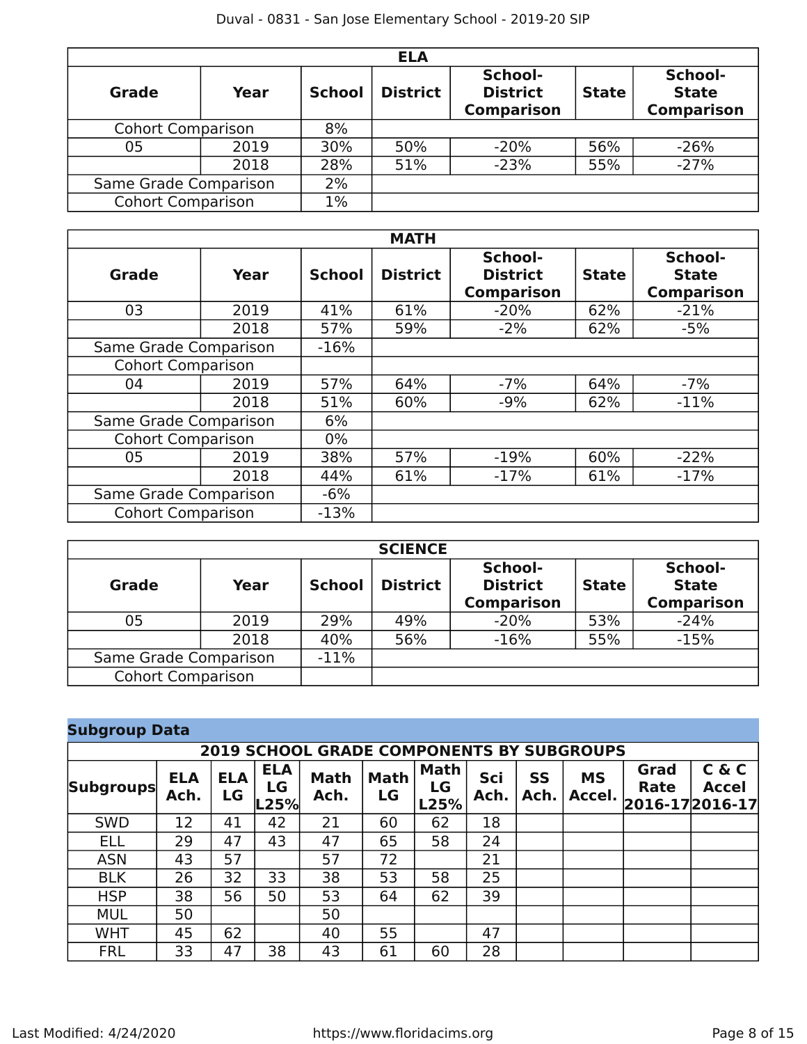| ELA | | | | | | |
|---|---|---|---|---|---|---|
| **Grade** | **Year** | **School** | **District** | **School-District Comparison** | **State** | **School-State Comparison** |
| Cohort Comparison | | 8% | | | | |
| 05 | 2019 | 30% | 50% | -20% | 56% | -26% |
| | 2018 | 28% | 51% | -23% | 55% | -27% |
| Same Grade Comparison | | 2% | | | | |
| Cohort Comparison | | 1% | | | | |

| MATH | | | | | | |
|---|---|---|---|---|---|---|
| **Grade** | **Year** | **School** | **District** | **School-District Comparison** | **State** | **School-State Comparison** |
| 03 | 2019 | 41% | 61% | -20% | 62% | -21% |
| | 2018 | 57% | 59% | -2% | 62% | -5% |
| Same Grade Comparison | | -16% | | | | |
| Cohort Comparison | | | | | | |
| 04 | 2019 | 57% | 64% | -7% | 64% | -7% |
| | 2018 | 51% | 60% | -9% | 62% | -11% |
| Same Grade Comparison | | 6% | | | | |
| Cohort Comparison | | 0% | | | | |
| 05 | 2019 | 38% | 57% | -19% | 60% | -22% |
| | 2018 | 44% | 61% | -17% | 61% | -17% |
| Same Grade Comparison | | -6% | | | | |
| Cohort Comparison | | -13% | | | | |

| SCIENCE | | | | | | |
|---|---|---|---|---|---|---|
| **Grade** | **Year** | **School** | **District** | **School-District Comparison** | **State** | **School-State Comparison** |
| 05 | 2019 | 29% | 49% | -20% | 53% | -24% |
| | 2018 | 40% | 56% | -16% | 55% | -15% |
| Same Grade Comparison | | -11% | | | | |
| Cohort Comparison | | | | | | |

## Subgroup Data

| 2019 SCHOOL GRADE COMPONENTS BY SUBGROUPS | | | | | | | | | | | |
|---|---|---|---|---|---|---|---|---|---|---|---|
| **Subgroups** | **ELA Ach.** | **ELA LG** | **ELA LG L25%** | **Math Ach.** | **Math LG** | **Math LG L25%** | **Sci Ach.** | **SS Ach.** | **MS Accel.** | **Grad Rate 2016-17** | **C & C Accel 2016-17** |
| SWD | 12 | 41 | 42 | 21 | 60 | 62 | 18 | | | | |
| ELL | 29 | 47 | 43 | 47 | 65 | 58 | 24 | | | | |
| ASN | 43 | 57 | | 57 | 72 | | 21 | | | | |
| BLK | 26 | 32 | 33 | 38 | 53 | 58 | 25 | | | | |
| HSP | 38 | 56 | 50 | 53 | 64 | 62 | 39 | | | | |
| MUL | 50 | | | 50 | | | | | | | |
| WHT | 45 | 62 | | 40 | 55 | | 47 | | | | |
| FRL | 33 | 47 | 38 | 43 | 61 | 60 | 28 | | | | |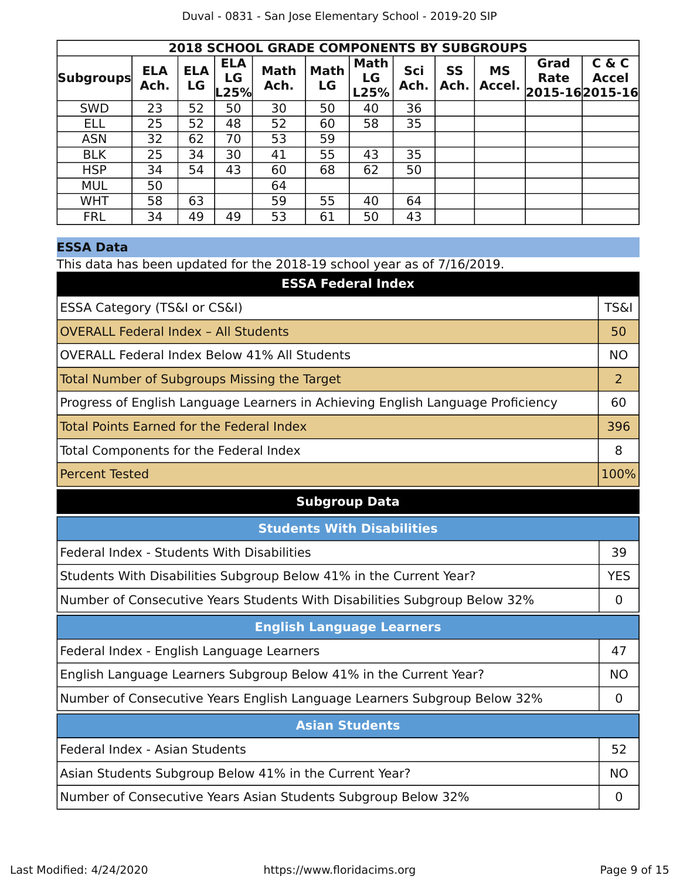| 2018 SCHOOL GRADE COMPONENTS BY SUBGROUPS | | | | | | | | | | | |
|---|---|---|---|---|---|---|---|---|---|---|---|
| Subgroups | ELA Ach. | ELA LG | ELA LG L25% | Math Ach. | Math LG | Math LG L25% | Sci Ach. | SS Ach. | MS Accel. | Grad Rate 2015-16 | C & C Accel 2015-16 |
| SWD | 23 | 52 | 50 | 30 | 50 | 40 | 36 | | | | |
| ELL | 25 | 52 | 48 | 52 | 60 | 58 | 35 | | | | |
| ASN | 32 | 62 | 70 | 53 | 59 | | | | | | |
| BLK | 25 | 34 | 30 | 41 | 55 | 43 | 35 | | | | |
| HSP | 34 | 54 | 43 | 60 | 68 | 62 | 50 | | | | |
| MUL | 50 | | | 64 | | | | | | | |
| WHT | 58 | 63 | | 59 | 55 | 40 | 64 | | | | |
| FRL | 34 | 49 | 49 | 53 | 61 | 50 | 43 | | | | |

## ESSA Data

This data has been updated for the 2018-19 school year as of 7/16/2019.

| ESSA Federal Index | |
|---|---|
| ESSA Category (TS&I or CS&I) | TS&I |
| OVERALL Federal Index – All Students | 50 |
| OVERALL Federal Index Below 41% All Students | NO |
| Total Number of Subgroups Missing the Target | 2 |
| Progress of English Language Learners in Achieving English Language Proficiency | 60 |
| Total Points Earned for the Federal Index | 396 |
| Total Components for the Federal Index | 8 |
| Percent Tested | 100% |

### Subgroup Data

| Students With Disabilities | |
|---|---|
| Federal Index - Students With Disabilities | 39 |
| Students With Disabilities Subgroup Below 41% in the Current Year? | YES |
| Number of Consecutive Years Students With Disabilities Subgroup Below 32% | 0 |

| English Language Learners | |
|---|---|
| Federal Index - English Language Learners | 47 |
| English Language Learners Subgroup Below 41% in the Current Year? | NO |
| Number of Consecutive Years English Language Learners Subgroup Below 32% | 0 |

| Asian Students | |
|---|---|
| Federal Index - Asian Students | 52 |
| Asian Students Subgroup Below 41% in the Current Year? | NO |
| Number of Consecutive Years Asian Students Subgroup Below 32% | 0 |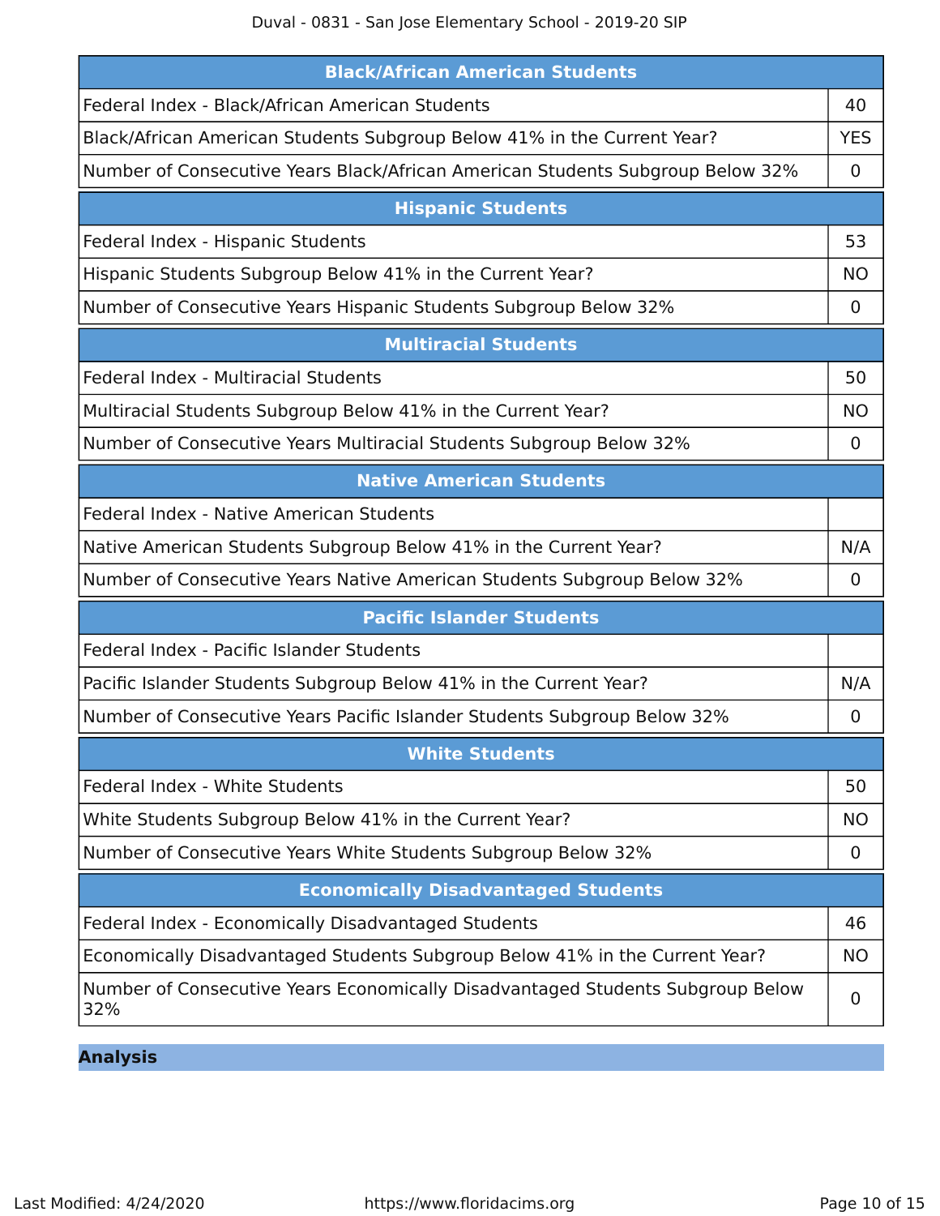| Black/African American Students | |
|---|---|
| Federal Index - Black/African American Students | 40 |
| Black/African American Students Subgroup Below 41% in the Current Year? | YES |
| Number of Consecutive Years Black/African American Students Subgroup Below 32% | 0 |

| Hispanic Students | |
|---|---|
| Federal Index - Hispanic Students | 53 |
| Hispanic Students Subgroup Below 41% in the Current Year? | NO |
| Number of Consecutive Years Hispanic Students Subgroup Below 32% | 0 |

| Multiracial Students | |
|---|---|
| Federal Index - Multiracial Students | 50 |
| Multiracial Students Subgroup Below 41% in the Current Year? | NO |
| Number of Consecutive Years Multiracial Students Subgroup Below 32% | 0 |

| Native American Students | |
|---|---|
| Federal Index - Native American Students | |
| Native American Students Subgroup Below 41% in the Current Year? | N/A |
| Number of Consecutive Years Native American Students Subgroup Below 32% | 0 |

| Pacific Islander Students | |
|---|---|
| Federal Index - Pacific Islander Students | |
| Pacific Islander Students Subgroup Below 41% in the Current Year? | N/A |
| Number of Consecutive Years Pacific Islander Students Subgroup Below 32% | 0 |

| White Students | |
|---|---|
| Federal Index - White Students | 50 |
| White Students Subgroup Below 41% in the Current Year? | NO |
| Number of Consecutive Years White Students Subgroup Below 32% | 0 |

| Economically Disadvantaged Students | |
|---|---|
| Federal Index - Economically Disadvantaged Students | 46 |
| Economically Disadvantaged Students Subgroup Below 41% in the Current Year? | NO |
| Number of Consecutive Years Economically Disadvantaged Students Subgroup Below 32% | 0 |

## Analysis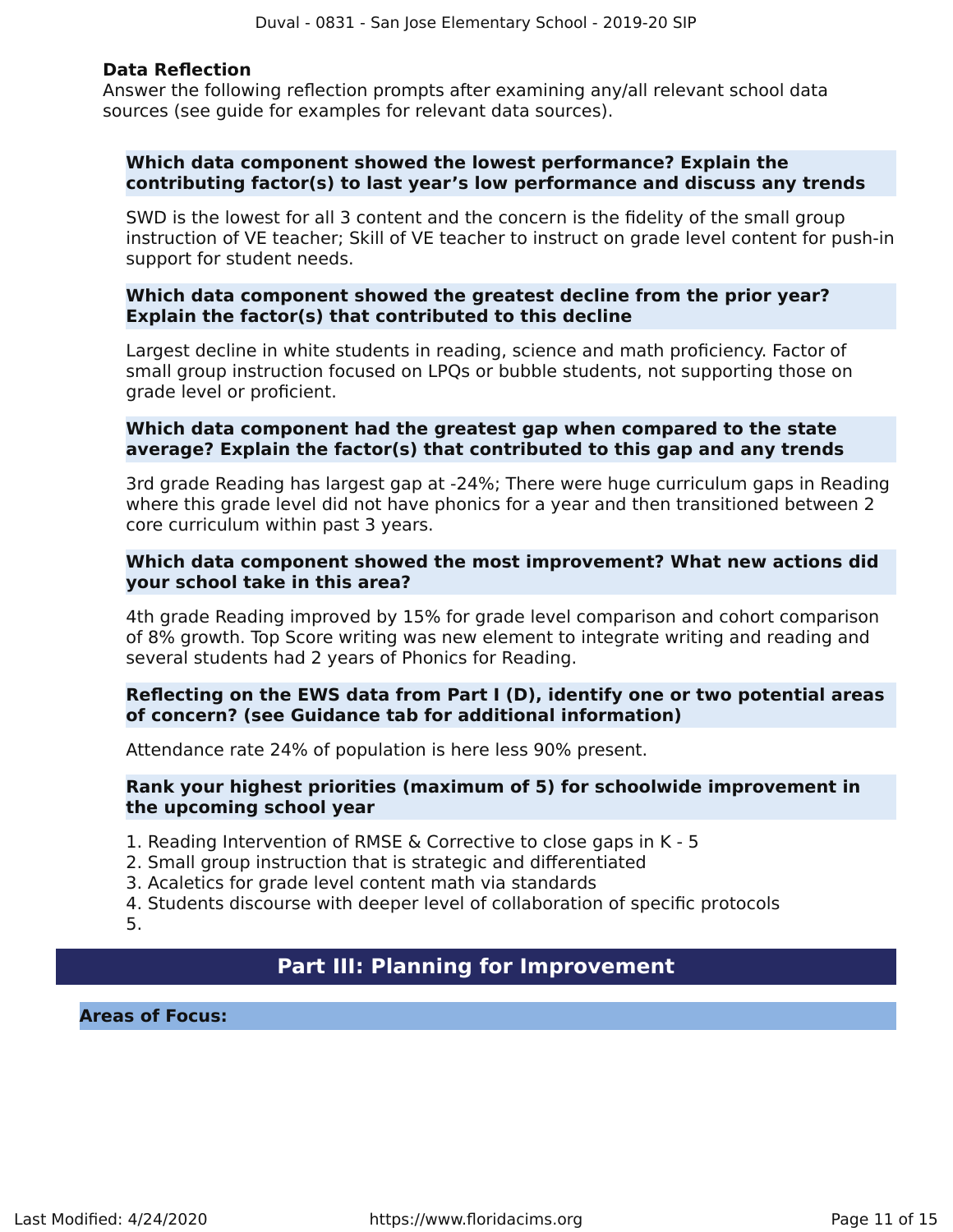### Data Reflection

Answer the following reflection prompts after examining any/all relevant school data sources (see guide for examples for relevant data sources).

**Which data component showed the lowest performance? Explain the contributing factor(s) to last year's low performance and discuss any trends**

SWD is the lowest for all 3 content and the concern is the fidelity of the small group instruction of VE teacher; Skill of VE teacher to instruct on grade level content for push-in support for student needs.

**Which data component showed the greatest decline from the prior year? Explain the factor(s) that contributed to this decline**

Largest decline in white students in reading, science and math proficiency. Factor of small group instruction focused on LPQs or bubble students, not supporting those on grade level or proficient.

**Which data component had the greatest gap when compared to the state average? Explain the factor(s) that contributed to this gap and any trends**

3rd grade Reading has largest gap at -24%; There were huge curriculum gaps in Reading where this grade level did not have phonics for a year and then transitioned between 2 core curriculum within past 3 years.

**Which data component showed the most improvement? What new actions did your school take in this area?**

4th grade Reading improved by 15% for grade level comparison and cohort comparison of 8% growth. Top Score writing was new element to integrate writing and reading and several students had 2 years of Phonics for Reading.

**Reflecting on the EWS data from Part I (D), identify one or two potential areas of concern? (see Guidance tab for additional information)**

Attendance rate 24% of population is here less 90% present.

**Rank your highest priorities (maximum of 5) for schoolwide improvement in the upcoming school year**

1. Reading Intervention of RMSE & Corrective to close gaps in K - 5
2. Small group instruction that is strategic and differentiated
3. Acaletics for grade level content math via standards
4. Students discourse with deeper level of collaboration of specific protocols
5. 

## Part III: Planning for Improvement

**Areas of Focus:**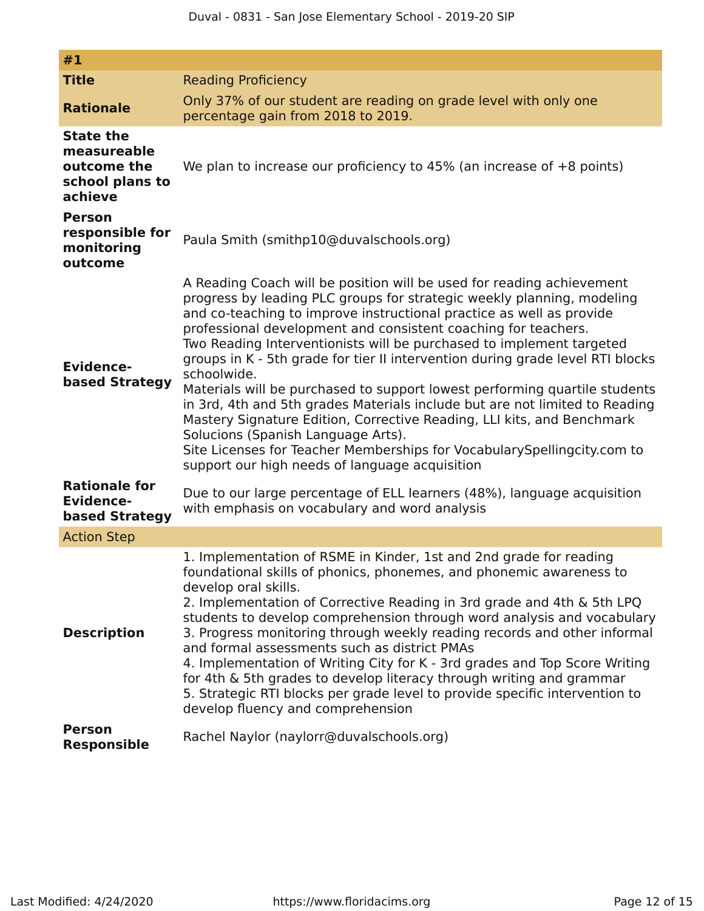| #1 | |
|---|---|
| **Title** | Reading Proficiency |
| **Rationale** | Only 37% of our student are reading on grade level with only one percentage gain from 2018 to 2019. |
| **State the measureable outcome the school plans to achieve** | We plan to increase our proficiency to 45% (an increase of +8 points) |
| **Person responsible for monitoring outcome** | Paula Smith (smithp10@duvalschools.org) |
| **Evidence-based Strategy** | A Reading Coach will be position will be used for reading achievement progress by leading PLC groups for strategic weekly planning, modeling and co-teaching to improve instructional practice as well as provide professional development and consistent coaching for teachers.<br>Two Reading Interventionists will be purchased to implement targeted groups in K - 5th grade for tier II intervention during grade level RTI blocks schoolwide.<br>Materials will be purchased to support lowest performing quartile students in 3rd, 4th and 5th grades Materials include but are not limited to Reading Mastery Signature Edition, Corrective Reading, LLI kits, and Benchmark Solucions (Spanish Language Arts).<br>Site Licenses for Teacher Memberships for VocabularySpellingcity.com to support our high needs of language acquisition |
| **Rationale for Evidence-based Strategy** | Due to our large percentage of ELL learners (48%), language acquisition with emphasis on vocabulary and word analysis |
| Action Step | |
| **Description** | 1. Implementation of RSME in Kinder, 1st and 2nd grade for reading foundational skills of phonics, phonemes, and phonemic awareness to develop oral skills.<br>2. Implementation of Corrective Reading in 3rd grade and 4th & 5th LPQ students to develop comprehension through word analysis and vocabulary<br>3. Progress monitoring through weekly reading records and other informal and formal assessments such as district PMAs<br>4. Implementation of Writing City for K - 3rd grades and Top Score Writing for 4th & 5th grades to develop literacy through writing and grammar<br>5. Strategic RTI blocks per grade level to provide specific intervention to develop fluency and comprehension |
| **Person Responsible** | Rachel Naylor (naylorr@duvalschools.org) |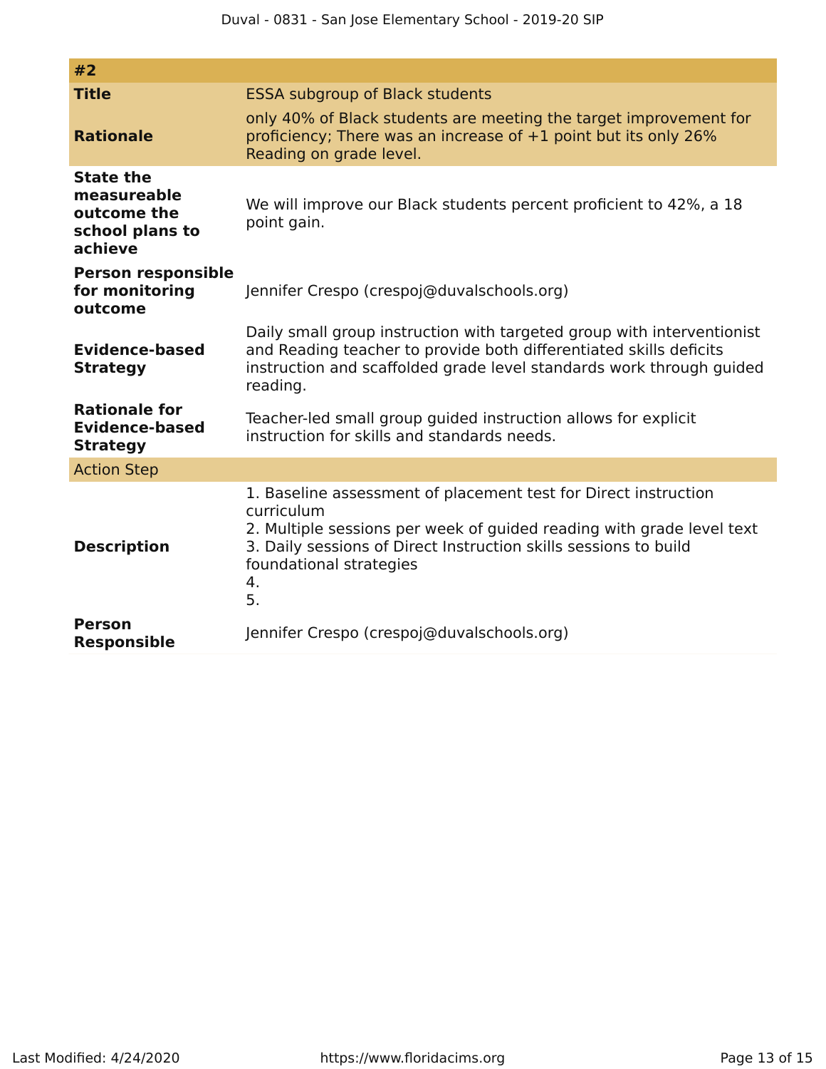| #2 | |
|---|---|
| **Title** | ESSA subgroup of Black students |
| **Rationale** | only 40% of Black students are meeting the target improvement for proficiency; There was an increase of +1 point but its only 26% Reading on grade level. |
| **State the measureable outcome the school plans to achieve** | We will improve our Black students percent proficient to 42%, a 18 point gain. |
| **Person responsible for monitoring outcome** | Jennifer Crespo (crespoj@duvalschools.org) |
| **Evidence-based Strategy** | Daily small group instruction with targeted group with interventionist and Reading teacher to provide both differentiated skills deficits instruction and scaffolded grade level standards work through guided reading. |
| **Rationale for Evidence-based Strategy** | Teacher-led small group guided instruction allows for explicit instruction for skills and standards needs. |
| Action Step | |
| **Description** | 1. Baseline assessment of placement test for Direct instruction curriculum<br>2. Multiple sessions per week of guided reading with grade level text<br>3. Daily sessions of Direct Instruction skills sessions to build foundational strategies<br>4.<br>5. |
| **Person Responsible** | Jennifer Crespo (crespoj@duvalschools.org) |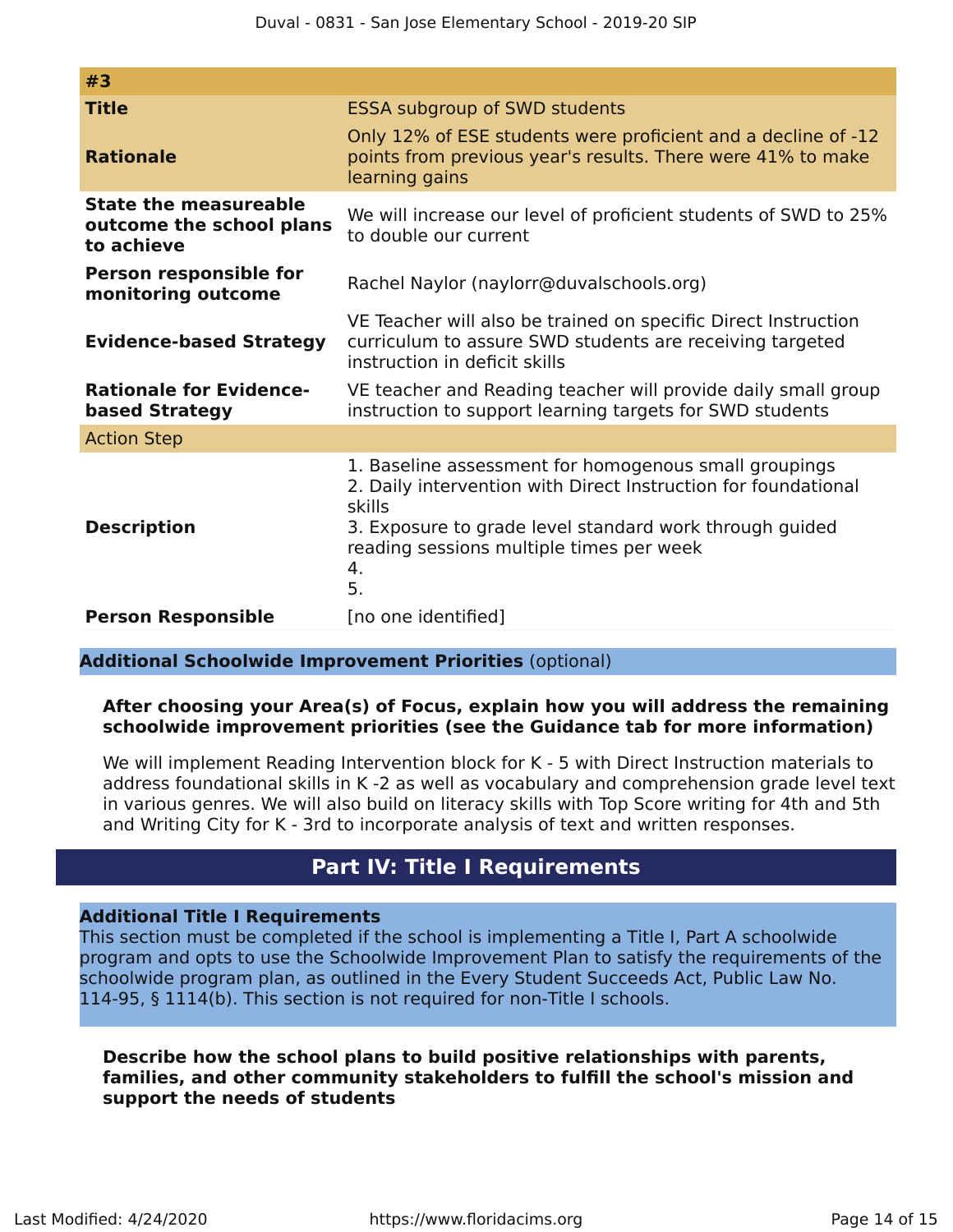| #3 | |
| --- | --- |
| **Title** | ESSA subgroup of SWD students |
| **Rationale** | Only 12% of ESE students were proficient and a decline of -12 points from previous year's results. There were 41% to make learning gains |
| **State the measureable outcome the school plans to achieve** | We will increase our level of proficient students of SWD to 25% to double our current |
| **Person responsible for monitoring outcome** | Rachel Naylor (naylorr@duvalschools.org) |
| **Evidence-based Strategy** | VE Teacher will also be trained on specific Direct Instruction curriculum to assure SWD students are receiving targeted instruction in deficit skills |
| **Rationale for Evidence-based Strategy** | VE teacher and Reading teacher will provide daily small group instruction to support learning targets for SWD students |
| Action Step | |
| **Description** | 1. Baseline assessment for homogenous small groupings<br>2. Daily intervention with Direct Instruction for foundational skills<br>3. Exposure to grade level standard work through guided reading sessions multiple times per week<br>4.<br>5. |
| **Person Responsible** | [no one identified] |

**Additional Schoolwide Improvement Priorities** (optional)

**After choosing your Area(s) of Focus, explain how you will address the remaining schoolwide improvement priorities (see the Guidance tab for more information)**

We will implement Reading Intervention block for K - 5 with Direct Instruction materials to address foundational skills in K -2 as well as vocabulary and comprehension grade level text in various genres. We will also build on literacy skills with Top Score writing for 4th and 5th and Writing City for K - 3rd to incorporate analysis of text and written responses.

## Part IV: Title I Requirements

**Additional Title I Requirements**

This section must be completed if the school is implementing a Title I, Part A schoolwide program and opts to use the Schoolwide Improvement Plan to satisfy the requirements of the schoolwide program plan, as outlined in the Every Student Succeeds Act, Public Law No. 114-95, § 1114(b). This section is not required for non-Title I schools.

**Describe how the school plans to build positive relationships with parents, families, and other community stakeholders to fulfill the school's mission and support the needs of students**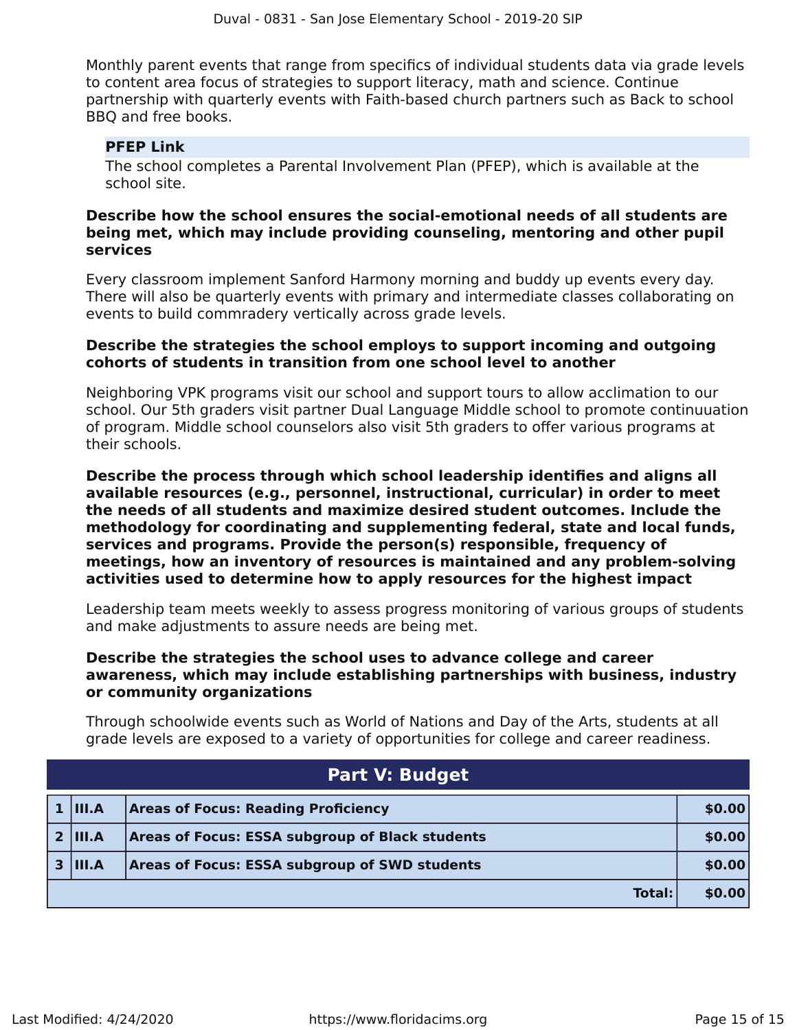Monthly parent events that range from specifics of individual students data via grade levels to content area focus of strategies to support literacy, math and science. Continue partnership with quarterly events with Faith-based church partners such as Back to school BBQ and free books.

**PFEP Link**

The school completes a Parental Involvement Plan (PFEP), which is available at the school site.

**Describe how the school ensures the social-emotional needs of all students are being met, which may include providing counseling, mentoring and other pupil services**

Every classroom implement Sanford Harmony morning and buddy up events every day. There will also be quarterly events with primary and intermediate classes collaborating on events to build commradery vertically across grade levels.

**Describe the strategies the school employs to support incoming and outgoing cohorts of students in transition from one school level to another**

Neighboring VPK programs visit our school and support tours to allow acclimation to our school. Our 5th graders visit partner Dual Language Middle school to promote continuuation of program. Middle school counselors also visit 5th graders to offer various programs at their schools.

**Describe the process through which school leadership identifies and aligns all available resources (e.g., personnel, instructional, curricular) in order to meet the needs of all students and maximize desired student outcomes. Include the methodology for coordinating and supplementing federal, state and local funds, services and programs. Provide the person(s) responsible, frequency of meetings, how an inventory of resources is maintained and any problem-solving activities used to determine how to apply resources for the highest impact**

Leadership team meets weekly to assess progress monitoring of various groups of students and make adjustments to assure needs are being met.

**Describe the strategies the school uses to advance college and career awareness, which may include establishing partnerships with business, industry or community organizations**

Through schoolwide events such as World of Nations and Day of the Arts, students at all grade levels are exposed to a variety of opportunities for college and career readiness.

## Part V: Budget

| | | | |
|---|---|---|---|
| **1** | **III.A** | **Areas of Focus: Reading Proficiency** | **$0.00** |
| **2** | **III.A** | **Areas of Focus: ESSA subgroup of Black students** | **$0.00** |
| **3** | **III.A** | **Areas of Focus: ESSA subgroup of SWD students** | **$0.00** |
| | | **Total:** | **$0.00** |